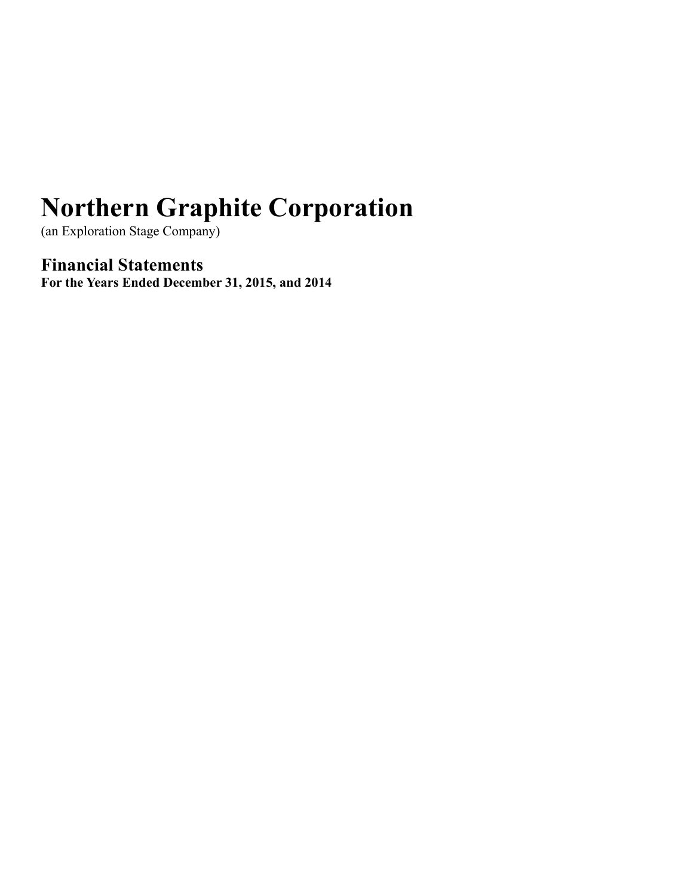# Northern Graphite Corporation

(an Exploration Stage Company)

## Financial Statements

**For the Years Ended December 31, 2015, and 2014**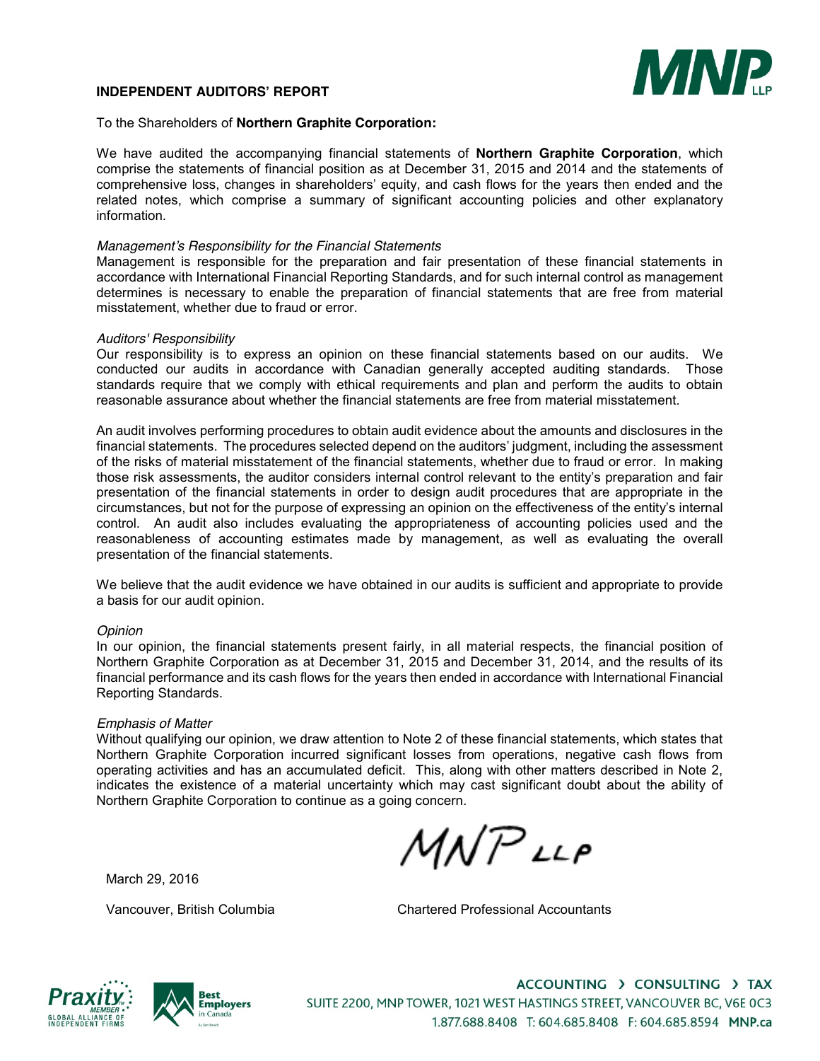## INDEPENDENT AUDITORS' REPORT

To the Shareholders of **Northern Graphite Corporation:**

We have audited the accompanying financial statements of **Northern Graphite Corporation**, which comprise the statements of financial position as at December 31, 2015 and 2014 and the statements of comprehensive loss, changes in shareholders' equity, and cash flows for the years then ended and the related notes, which comprise a summary of significant accounting policies and other explanatory information.

*Management's Responsibility for the Financial Statements*

Management is responsible for the preparation and fair presentation of these financial statements in accordance with International Financial Reporting Standards, and for such internal control as management determines is necessary to enable the preparation of financial statements that are free from material misstatement, whether due to fraud or error.

*Auditors' Responsibility*

Our responsibility is to express an opinion on these financial statements based on our audits. We conducted our audits in accordance with Canadian generally accepted auditing standards. Those standards require that we comply with ethical requirements and plan and perform the audits to obtain reasonable assurance about whether the financial statements are free from material misstatement.

An audit involves performing procedures to obtain audit evidence about the amounts and disclosures in the financial statements. The procedures selected depend on the auditors' judgment, including the assessment of the risks of material misstatement of the financial statements, whether due to fraud or error. In making those risk assessments, the auditor considers internal control relevant to the entity's preparation and fair presentation of the financial statements in order to design audit procedures that are appropriate in the circumstances, but not for the purpose of expressing an opinion on the effectiveness of the entity's internal control. An audit also includes evaluating the appropriateness of accounting policies used and the reasonableness of accounting estimates made by management, as well as evaluating the overall presentation of the financial statements.

We believe that the audit evidence we have obtained in our audits is sufficient and appropriate to provide a basis for our audit opinion.

*Opinion*

In our opinion, the financial statements present fairly, in all material respects, the financial position of Northern Graphite Corporation as at December 31, 2015 and December 31, 2014, and the results of its financial performance and its cash flows for the years then ended in accordance with International Financial Reporting Standards.

*Emphasis of Matter*

Without qualifying our opinion, we draw attention to Note 2 of these financial statements, which states that Northern Graphite Corporation incurred significant losses from operations, negative cash flows from operating activities and has an accumulated deficit. This, along with other matters described in Note 2, indicates the existence of a material uncertainty which may cast significant doubt about the ability of Northern Graphite Corporation to continue as a going concern.

MNP LLP

March 29, 2016

Vancouver, British Columbia

Chartered Professional Accountants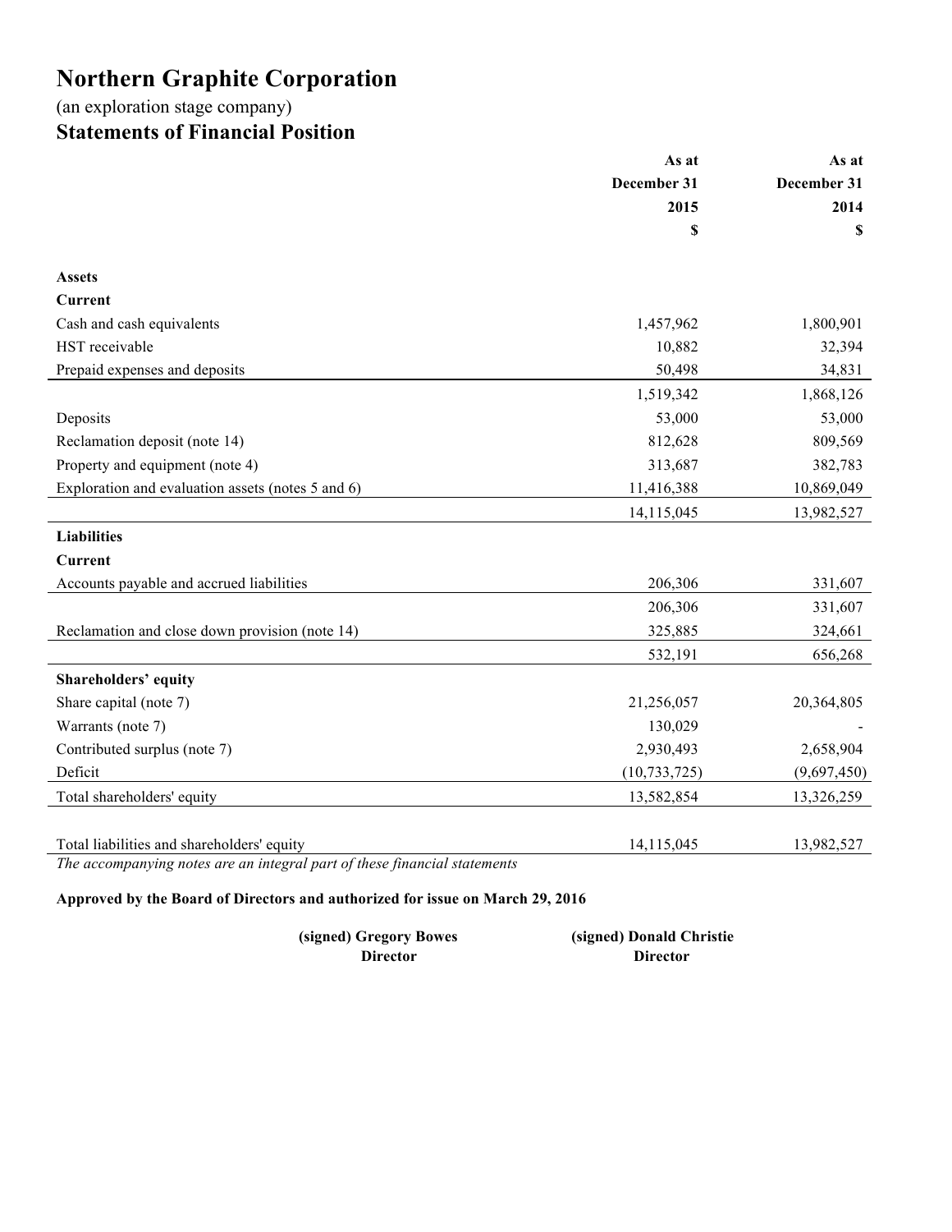# Northern Graphite Corporation

(an exploration stage company)

## Statements of Financial Position

| | As at December 31 2015 $ | As at December 31 2014 $ |
|---|---|---|
| **Assets** | | |
| **Current** | | |
| Cash and cash equivalents | 1,457,962 | 1,800,901 |
| HST receivable | 10,882 | 32,394 |
| Prepaid expenses and deposits | 50,498 | 34,831 |
| | 1,519,342 | 1,868,126 |
| Deposits | 53,000 | 53,000 |
| Reclamation deposit (note 14) | 812,628 | 809,569 |
| Property and equipment (note 4) | 313,687 | 382,783 |
| Exploration and evaluation assets (notes 5 and 6) | 11,416,388 | 10,869,049 |
| | 14,115,045 | 13,982,527 |
| **Liabilities** | | |
| **Current** | | |
| Accounts payable and accrued liabilities | 206,306 | 331,607 |
| | 206,306 | 331,607 |
| Reclamation and close down provision (note 14) | 325,885 | 324,661 |
| | 532,191 | 656,268 |
| **Shareholders' equity** | | |
| Share capital (note 7) | 21,256,057 | 20,364,805 |
| Warrants (note 7) | 130,029 | - |
| Contributed surplus (note 7) | 2,930,493 | 2,658,904 |
| Deficit | (10,733,725) | (9,697,450) |
| Total shareholders' equity | 13,582,854 | 13,326,259 |
| | | |
| Total liabilities and shareholders' equity | 14,115,045 | 13,982,527 |

*The accompanying notes are an integral part of these financial statements*

**Approved by the Board of Directors and authorized for issue on March 29, 2016**

**(signed) Gregory Bowes**
**Director**

**(signed) Donald Christie**
**Director**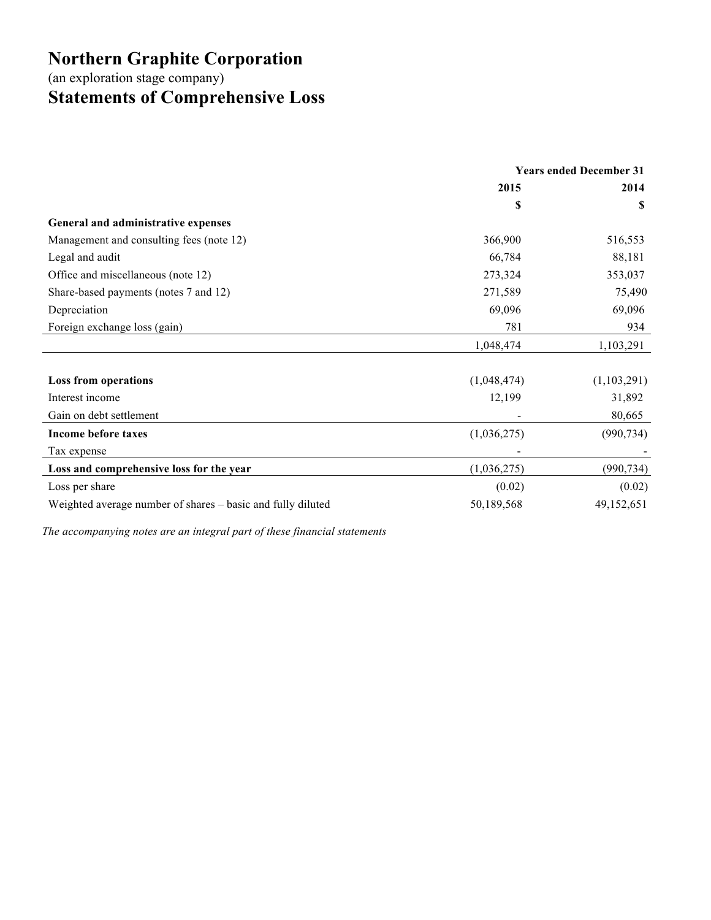# Northern Graphite Corporation

(an exploration stage company)

# Statements of Comprehensive Loss

| | Years ended December 31 | |
|---|---|---|
| | 2015 | 2014 |
| | $ | $ |
| **General and administrative expenses** | | |
| Management and consulting fees (note 12) | 366,900 | 516,553 |
| Legal and audit | 66,784 | 88,181 |
| Office and miscellaneous (note 12) | 273,324 | 353,037 |
| Share-based payments (notes 7 and 12) | 271,589 | 75,490 |
| Depreciation | 69,096 | 69,096 |
| Foreign exchange loss (gain) | 781 | 934 |
| | 1,048,474 | 1,103,291 |
| | | |
| **Loss from operations** | (1,048,474) | (1,103,291) |
| Interest income | 12,199 | 31,892 |
| Gain on debt settlement | - | 80,665 |
| **Income before taxes** | (1,036,275) | (990,734) |
| Tax expense | - | - |
| **Loss and comprehensive loss for the year** | (1,036,275) | (990,734) |
| Loss per share | (0.02) | (0.02) |
| Weighted average number of shares – basic and fully diluted | 50,189,568 | 49,152,651 |

*The accompanying notes are an integral part of these financial statements*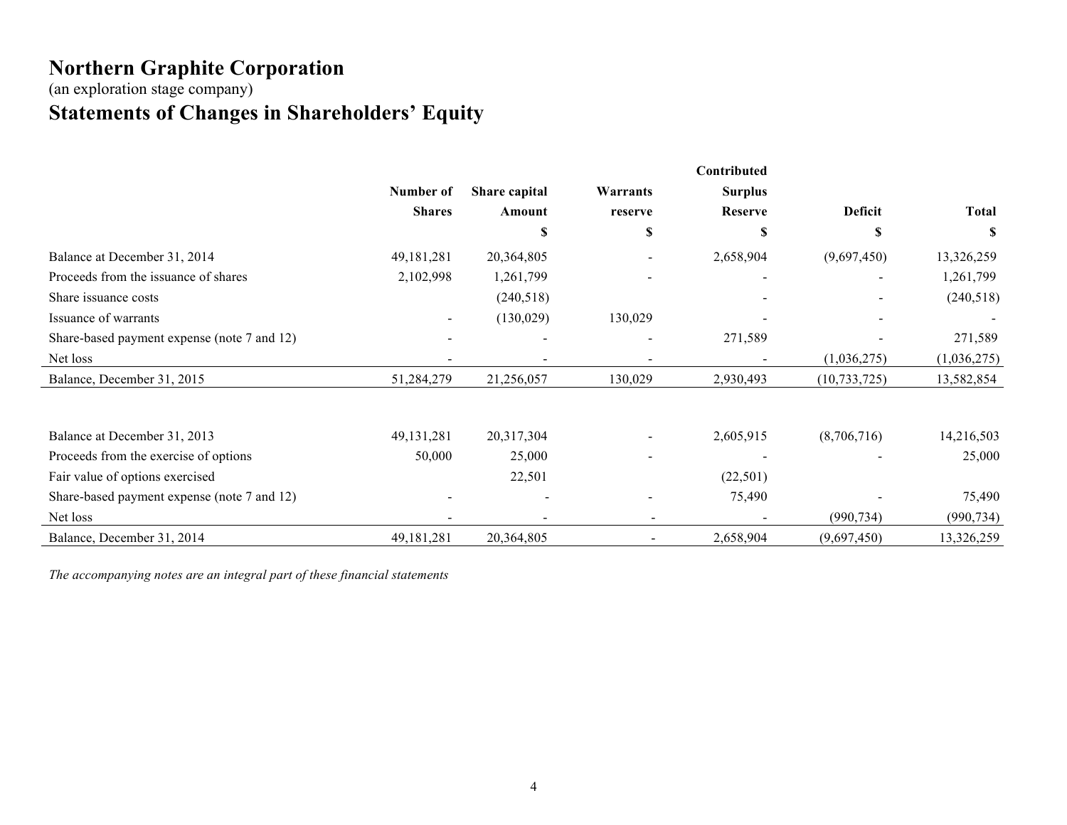# Northern Graphite Corporation

(an exploration stage company)

# Statements of Changes in Shareholders' Equity

| | Number of Shares | Share capital Amount | Warrants reserve | Contributed Surplus Reserve | Deficit | Total |
|---|---|---|---|---|---|---|
| | | $ | $ | $ | $ | $ |
| Balance at December 31, 2014 | 49,181,281 | 20,364,805 | - | 2,658,904 | (9,697,450) | 13,326,259 |
| Proceeds from the issuance of shares | 2,102,998 | 1,261,799 | - | - | - | 1,261,799 |
| Share issuance costs | | (240,518) | | - | - | (240,518) |
| Issuance of warrants | - | (130,029) | 130,029 | - | - | - |
| Share-based payment expense (note 7 and 12) | - | - | - | 271,589 | - | 271,589 |
| Net loss | - | - | - | - | (1,036,275) | (1,036,275) |
| Balance, December 31, 2015 | 51,284,279 | 21,256,057 | 130,029 | 2,930,493 | (10,733,725) | 13,582,854 |
| | | | | | | |
| Balance at December 31, 2013 | 49,131,281 | 20,317,304 | - | 2,605,915 | (8,706,716) | 14,216,503 |
| Proceeds from the exercise of options | 50,000 | 25,000 | - | - | - | 25,000 |
| Fair value of options exercised | | 22,501 | | (22,501) | | |
| Share-based payment expense (note 7 and 12) | - | - | - | 75,490 | - | 75,490 |
| Net loss | - | - | - | - | (990,734) | (990,734) |
| Balance, December 31, 2014 | 49,181,281 | 20,364,805 | - | 2,658,904 | (9,697,450) | 13,326,259 |

*The accompanying notes are an integral part of these financial statements*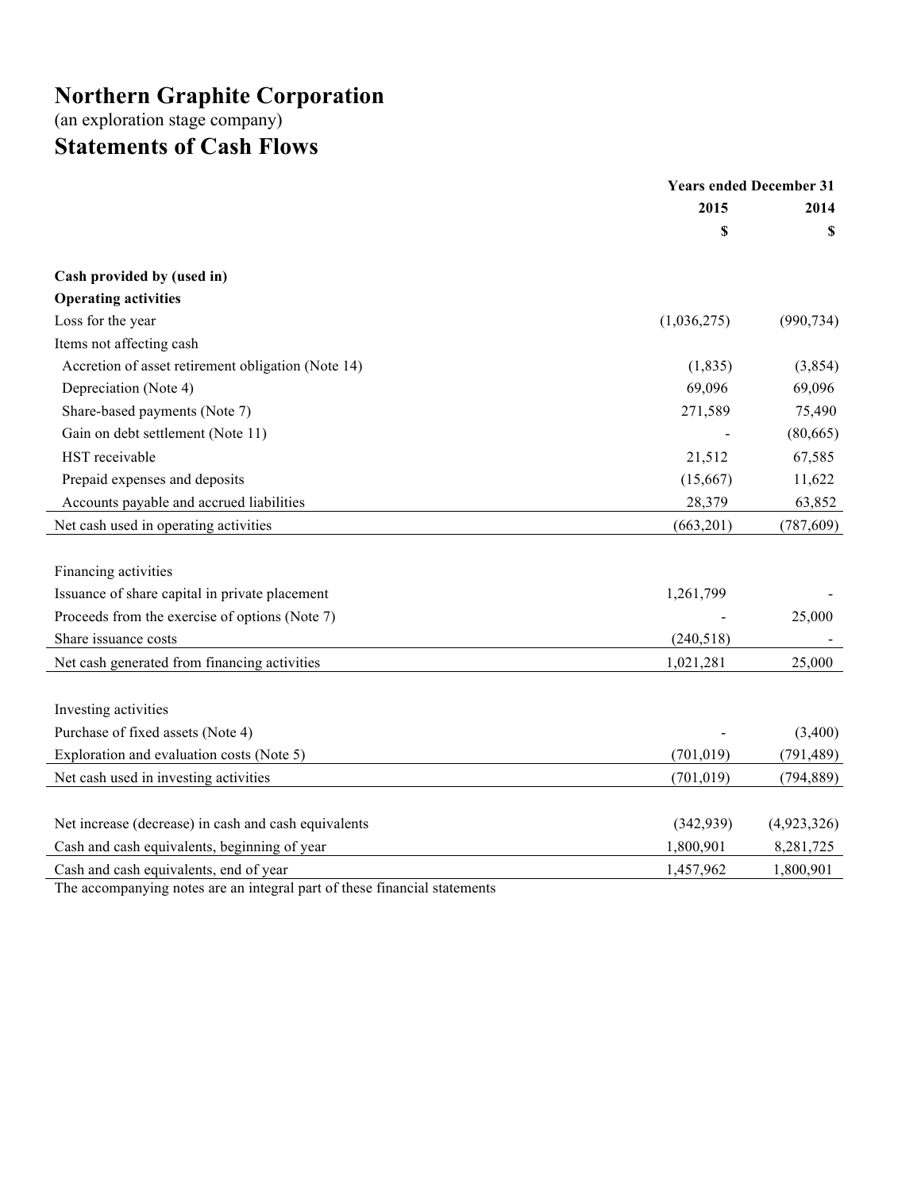# Northern Graphite Corporation

(an exploration stage company)

## Statements of Cash Flows

| | Years ended December 31 | |
|---|---|---|
| | 2015 | 2014 |
| | $ | $ |
| **Cash provided by (used in)** | | |
| **Operating activities** | | |
| Loss for the year | (1,036,275) | (990,734) |
| Items not affecting cash | | |
| Accretion of asset retirement obligation (Note 14) | (1,835) | (3,854) |
| Depreciation (Note 4) | 69,096 | 69,096 |
| Share-based payments (Note 7) | 271,589 | 75,490 |
| Gain on debt settlement (Note 11) | - | (80,665) |
| HST receivable | 21,512 | 67,585 |
| Prepaid expenses and deposits | (15,667) | 11,622 |
| Accounts payable and accrued liabilities | 28,379 | 63,852 |
| Net cash used in operating activities | (663,201) | (787,609) |
| | | |
| Financing activities | | |
| Issuance of share capital in private placement | 1,261,799 | - |
| Proceeds from the exercise of options (Note 7) | - | 25,000 |
| Share issuance costs | (240,518) | - |
| Net cash generated from financing activities | 1,021,281 | 25,000 |
| | | |
| Investing activities | | |
| Purchase of fixed assets (Note 4) | - | (3,400) |
| Exploration and evaluation costs (Note 5) | (701,019) | (791,489) |
| Net cash used in investing activities | (701,019) | (794,889) |
| | | |
| Net increase (decrease) in cash and cash equivalents | (342,939) | (4,923,326) |
| Cash and cash equivalents, beginning of year | 1,800,901 | 8,281,725 |
| Cash and cash equivalents, end of year | 1,457,962 | 1,800,901 |

The accompanying notes are an integral part of these financial statements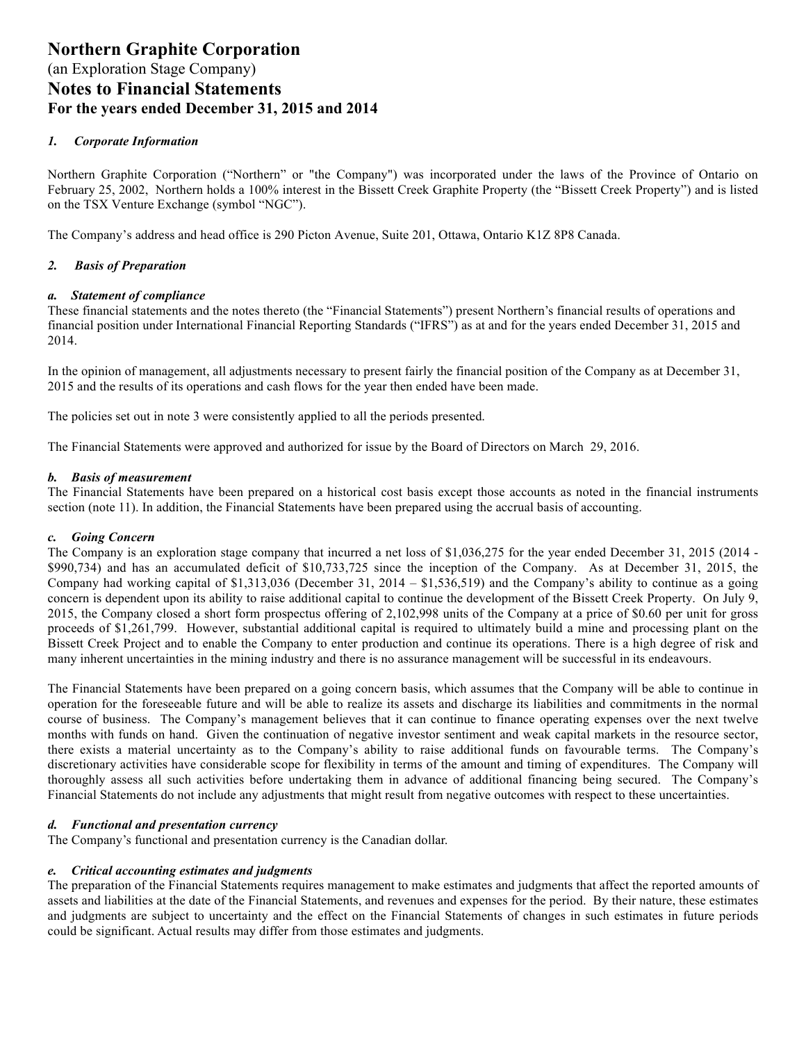# Northern Graphite Corporation

(an Exploration Stage Company)

## Notes to Financial Statements

### For the years ended December 31, 2015 and 2014

#### *1. Corporate Information*

Northern Graphite Corporation ("Northern" or "the Company") was incorporated under the laws of the Province of Ontario on February 25, 2002, Northern holds a 100% interest in the Bissett Creek Graphite Property (the "Bissett Creek Property") and is listed on the TSX Venture Exchange (symbol "NGC").

The Company's address and head office is 290 Picton Avenue, Suite 201, Ottawa, Ontario K1Z 8P8 Canada.

#### *2. Basis of Preparation*

***a. Statement of compliance***

These financial statements and the notes thereto (the "Financial Statements") present Northern's financial results of operations and financial position under International Financial Reporting Standards ("IFRS") as at and for the years ended December 31, 2015 and 2014.

In the opinion of management, all adjustments necessary to present fairly the financial position of the Company as at December 31, 2015 and the results of its operations and cash flows for the year then ended have been made.

The policies set out in note 3 were consistently applied to all the periods presented.

The Financial Statements were approved and authorized for issue by the Board of Directors on March 29, 2016.

***b. Basis of measurement***

The Financial Statements have been prepared on a historical cost basis except those accounts as noted in the financial instruments section (note 11). In addition, the Financial Statements have been prepared using the accrual basis of accounting.

***c. Going Concern***

The Company is an exploration stage company that incurred a net loss of $1,036,275 for the year ended December 31, 2015 (2014 - $990,734) and has an accumulated deficit of $10,733,725 since the inception of the Company. As at December 31, 2015, the Company had working capital of $1,313,036 (December 31, 2014 – $1,536,519) and the Company's ability to continue as a going concern is dependent upon its ability to raise additional capital to continue the development of the Bissett Creek Property. On July 9, 2015, the Company closed a short form prospectus offering of 2,102,998 units of the Company at a price of $0.60 per unit for gross proceeds of $1,261,799. However, substantial additional capital is required to ultimately build a mine and processing plant on the Bissett Creek Project and to enable the Company to enter production and continue its operations. There is a high degree of risk and many inherent uncertainties in the mining industry and there is no assurance management will be successful in its endeavours.

The Financial Statements have been prepared on a going concern basis, which assumes that the Company will be able to continue in operation for the foreseeable future and will be able to realize its assets and discharge its liabilities and commitments in the normal course of business. The Company's management believes that it can continue to finance operating expenses over the next twelve months with funds on hand. Given the continuation of negative investor sentiment and weak capital markets in the resource sector, there exists a material uncertainty as to the Company's ability to raise additional funds on favourable terms. The Company's discretionary activities have considerable scope for flexibility in terms of the amount and timing of expenditures. The Company will thoroughly assess all such activities before undertaking them in advance of additional financing being secured. The Company's Financial Statements do not include any adjustments that might result from negative outcomes with respect to these uncertainties.

***d. Functional and presentation currency***

The Company's functional and presentation currency is the Canadian dollar.

***e. Critical accounting estimates and judgments***

The preparation of the Financial Statements requires management to make estimates and judgments that affect the reported amounts of assets and liabilities at the date of the Financial Statements, and revenues and expenses for the period. By their nature, these estimates and judgments are subject to uncertainty and the effect on the Financial Statements of changes in such estimates in future periods could be significant. Actual results may differ from those estimates and judgments.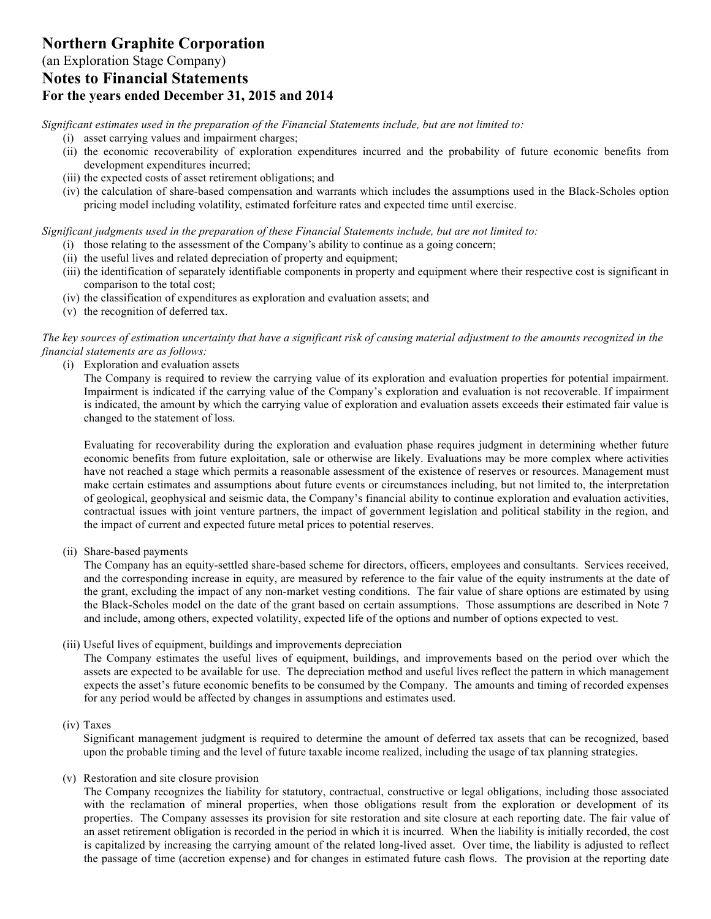*Significant estimates used in the preparation of the Financial Statements include, but are not limited to:*

(i) asset carrying values and impairment charges;
(ii) the economic recoverability of exploration expenditures incurred and the probability of future economic benefits from development expenditures incurred;
(iii) the expected costs of asset retirement obligations; and
(iv) the calculation of share-based compensation and warrants which includes the assumptions used in the Black-Scholes option pricing model including volatility, estimated forfeiture rates and expected time until exercise.

*Significant judgments used in the preparation of these Financial Statements include, but are not limited to:*

(i) those relating to the assessment of the Company's ability to continue as a going concern;
(ii) the useful lives and related depreciation of property and equipment;
(iii) the identification of separately identifiable components in property and equipment where their respective cost is significant in comparison to the total cost;
(iv) the classification of expenditures as exploration and evaluation assets; and
(v) the recognition of deferred tax.

*The key sources of estimation uncertainty that have a significant risk of causing material adjustment to the amounts recognized in the financial statements are as follows:*

(i) Exploration and evaluation assets

The Company is required to review the carrying value of its exploration and evaluation properties for potential impairment. Impairment is indicated if the carrying value of the Company's exploration and evaluation is not recoverable. If impairment is indicated, the amount by which the carrying value of exploration and evaluation assets exceeds their estimated fair value is changed to the statement of loss.

Evaluating for recoverability during the exploration and evaluation phase requires judgment in determining whether future economic benefits from future exploitation, sale or otherwise are likely. Evaluations may be more complex where activities have not reached a stage which permits a reasonable assessment of the existence of reserves or resources. Management must make certain estimates and assumptions about future events or circumstances including, but not limited to, the interpretation of geological, geophysical and seismic data, the Company's financial ability to continue exploration and evaluation activities, contractual issues with joint venture partners, the impact of government legislation and political stability in the region, and the impact of current and expected future metal prices to potential reserves.

(ii) Share-based payments

The Company has an equity-settled share-based scheme for directors, officers, employees and consultants. Services received, and the corresponding increase in equity, are measured by reference to the fair value of the equity instruments at the date of the grant, excluding the impact of any non-market vesting conditions. The fair value of share options are estimated by using the Black-Scholes model on the date of the grant based on certain assumptions. Those assumptions are described in Note 7 and include, among others, expected volatility, expected life of the options and number of options expected to vest.

(iii) Useful lives of equipment, buildings and improvements depreciation

The Company estimates the useful lives of equipment, buildings, and improvements based on the period over which the assets are expected to be available for use. The depreciation method and useful lives reflect the pattern in which management expects the asset's future economic benefits to be consumed by the Company. The amounts and timing of recorded expenses for any period would be affected by changes in assumptions and estimates used.

(iv) Taxes

Significant management judgment is required to determine the amount of deferred tax assets that can be recognized, based upon the probable timing and the level of future taxable income realized, including the usage of tax planning strategies.

(v) Restoration and site closure provision

The Company recognizes the liability for statutory, contractual, constructive or legal obligations, including those associated with the reclamation of mineral properties, when those obligations result from the exploration or development of its properties. The Company assesses its provision for site restoration and site closure at each reporting date. The fair value of an asset retirement obligation is recorded in the period in which it is incurred. When the liability is initially recorded, the cost is capitalized by increasing the carrying amount of the related long-lived asset. Over time, the liability is adjusted to reflect the passage of time (accretion expense) and for changes in estimated future cash flows. The provision at the reporting date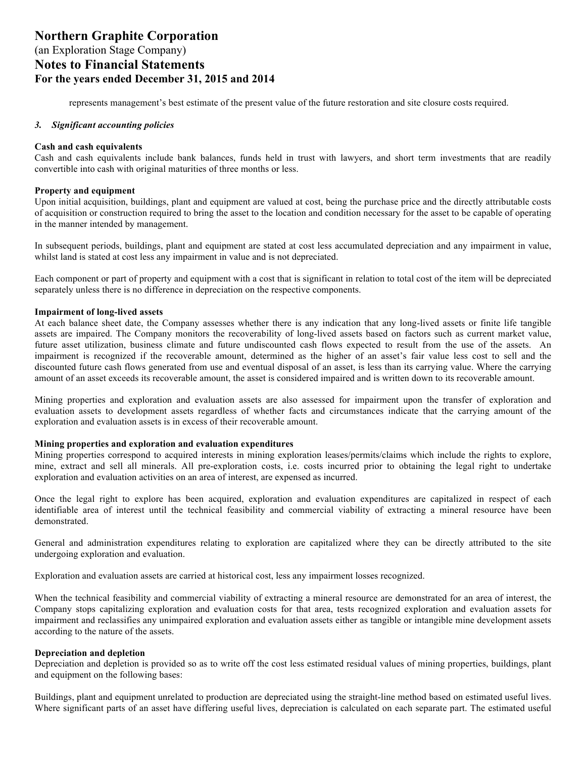represents management's best estimate of the present value of the future restoration and site closure costs required.

### *3. Significant accounting policies*

**Cash and cash equivalents**

Cash and cash equivalents include bank balances, funds held in trust with lawyers, and short term investments that are readily convertible into cash with original maturities of three months or less.

**Property and equipment**

Upon initial acquisition, buildings, plant and equipment are valued at cost, being the purchase price and the directly attributable costs of acquisition or construction required to bring the asset to the location and condition necessary for the asset to be capable of operating in the manner intended by management.

In subsequent periods, buildings, plant and equipment are stated at cost less accumulated depreciation and any impairment in value, whilst land is stated at cost less any impairment in value and is not depreciated.

Each component or part of property and equipment with a cost that is significant in relation to total cost of the item will be depreciated separately unless there is no difference in depreciation on the respective components.

**Impairment of long-lived assets**

At each balance sheet date, the Company assesses whether there is any indication that any long-lived assets or finite life tangible assets are impaired. The Company monitors the recoverability of long-lived assets based on factors such as current market value, future asset utilization, business climate and future undiscounted cash flows expected to result from the use of the assets. An impairment is recognized if the recoverable amount, determined as the higher of an asset's fair value less cost to sell and the discounted future cash flows generated from use and eventual disposal of an asset, is less than its carrying value. Where the carrying amount of an asset exceeds its recoverable amount, the asset is considered impaired and is written down to its recoverable amount.

Mining properties and exploration and evaluation assets are also assessed for impairment upon the transfer of exploration and evaluation assets to development assets regardless of whether facts and circumstances indicate that the carrying amount of the exploration and evaluation assets is in excess of their recoverable amount.

**Mining properties and exploration and evaluation expenditures**

Mining properties correspond to acquired interests in mining exploration leases/permits/claims which include the rights to explore, mine, extract and sell all minerals. All pre-exploration costs, i.e. costs incurred prior to obtaining the legal right to undertake exploration and evaluation activities on an area of interest, are expensed as incurred.

Once the legal right to explore has been acquired, exploration and evaluation expenditures are capitalized in respect of each identifiable area of interest until the technical feasibility and commercial viability of extracting a mineral resource have been demonstrated.

General and administration expenditures relating to exploration are capitalized where they can be directly attributed to the site undergoing exploration and evaluation.

Exploration and evaluation assets are carried at historical cost, less any impairment losses recognized.

When the technical feasibility and commercial viability of extracting a mineral resource are demonstrated for an area of interest, the Company stops capitalizing exploration and evaluation costs for that area, tests recognized exploration and evaluation assets for impairment and reclassifies any unimpaired exploration and evaluation assets either as tangible or intangible mine development assets according to the nature of the assets.

**Depreciation and depletion**

Depreciation and depletion is provided so as to write off the cost less estimated residual values of mining properties, buildings, plant and equipment on the following bases:

Buildings, plant and equipment unrelated to production are depreciated using the straight-line method based on estimated useful lives. Where significant parts of an asset have differing useful lives, depreciation is calculated on each separate part. The estimated useful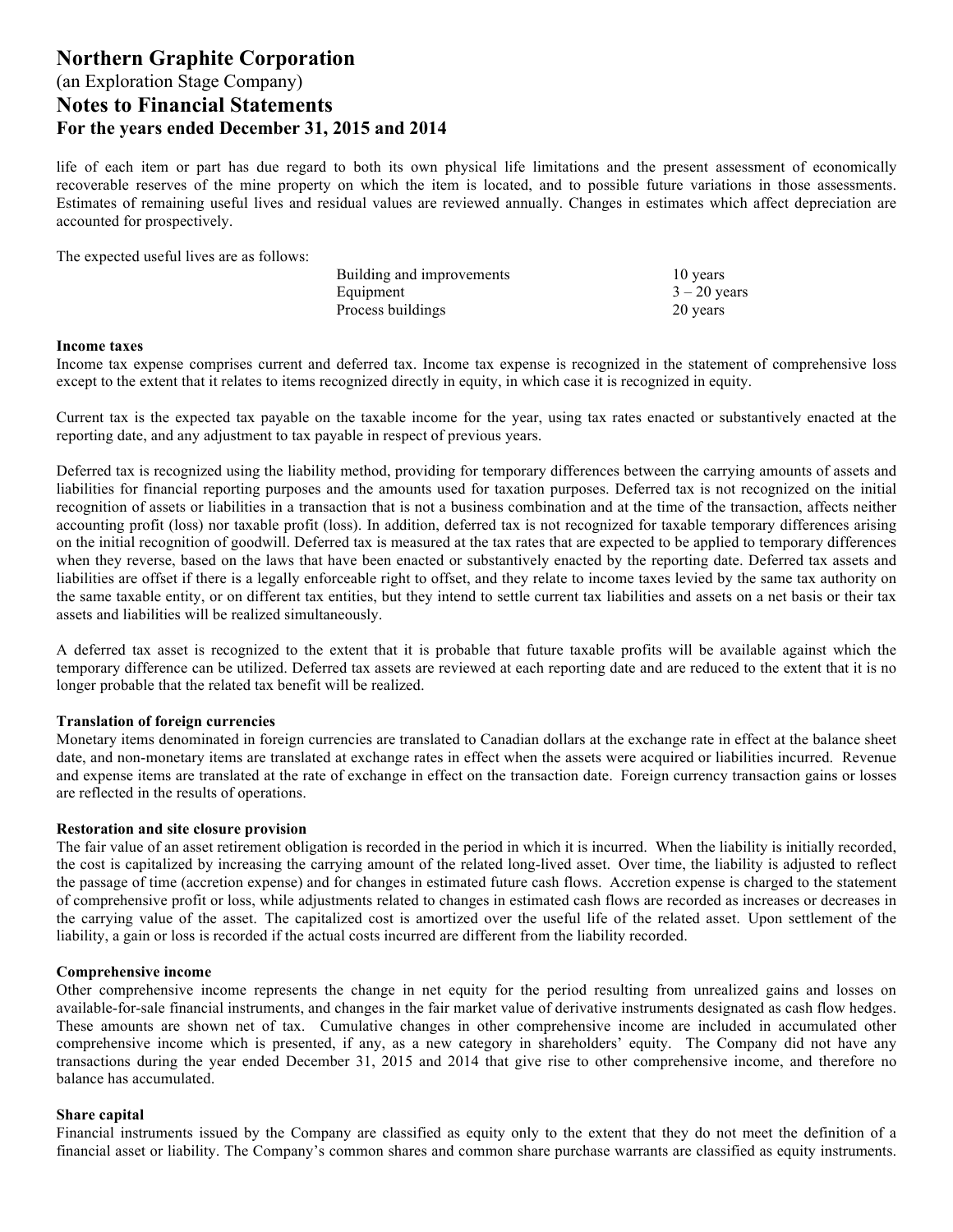# Northern Graphite Corporation

(an Exploration Stage Company)

## Notes to Financial Statements

### For the years ended December 31, 2015 and 2014

life of each item or part has due regard to both its own physical life limitations and the present assessment of economically recoverable reserves of the mine property on which the item is located, and to possible future variations in those assessments. Estimates of remaining useful lives and residual values are reviewed annually. Changes in estimates which affect depreciation are accounted for prospectively.

The expected useful lives are as follows:

| | |
|---|---|
| Building and improvements | 10 years |
| Equipment | 3 – 20 years |
| Process buildings | 20 years |

**Income taxes**

Income tax expense comprises current and deferred tax. Income tax expense is recognized in the statement of comprehensive loss except to the extent that it relates to items recognized directly in equity, in which case it is recognized in equity.

Current tax is the expected tax payable on the taxable income for the year, using tax rates enacted or substantively enacted at the reporting date, and any adjustment to tax payable in respect of previous years.

Deferred tax is recognized using the liability method, providing for temporary differences between the carrying amounts of assets and liabilities for financial reporting purposes and the amounts used for taxation purposes. Deferred tax is not recognized on the initial recognition of assets or liabilities in a transaction that is not a business combination and at the time of the transaction, affects neither accounting profit (loss) nor taxable profit (loss). In addition, deferred tax is not recognized for taxable temporary differences arising on the initial recognition of goodwill. Deferred tax is measured at the tax rates that are expected to be applied to temporary differences when they reverse, based on the laws that have been enacted or substantively enacted by the reporting date. Deferred tax assets and liabilities are offset if there is a legally enforceable right to offset, and they relate to income taxes levied by the same tax authority on the same taxable entity, or on different tax entities, but they intend to settle current tax liabilities and assets on a net basis or their tax assets and liabilities will be realized simultaneously.

A deferred tax asset is recognized to the extent that it is probable that future taxable profits will be available against which the temporary difference can be utilized. Deferred tax assets are reviewed at each reporting date and are reduced to the extent that it is no longer probable that the related tax benefit will be realized.

**Translation of foreign currencies**

Monetary items denominated in foreign currencies are translated to Canadian dollars at the exchange rate in effect at the balance sheet date, and non-monetary items are translated at exchange rates in effect when the assets were acquired or liabilities incurred. Revenue and expense items are translated at the rate of exchange in effect on the transaction date. Foreign currency transaction gains or losses are reflected in the results of operations.

**Restoration and site closure provision**

The fair value of an asset retirement obligation is recorded in the period in which it is incurred. When the liability is initially recorded, the cost is capitalized by increasing the carrying amount of the related long-lived asset. Over time, the liability is adjusted to reflect the passage of time (accretion expense) and for changes in estimated future cash flows. Accretion expense is charged to the statement of comprehensive profit or loss, while adjustments related to changes in estimated cash flows are recorded as increases or decreases in the carrying value of the asset. The capitalized cost is amortized over the useful life of the related asset. Upon settlement of the liability, a gain or loss is recorded if the actual costs incurred are different from the liability recorded.

**Comprehensive income**

Other comprehensive income represents the change in net equity for the period resulting from unrealized gains and losses on available-for-sale financial instruments, and changes in the fair market value of derivative instruments designated as cash flow hedges. These amounts are shown net of tax. Cumulative changes in other comprehensive income are included in accumulated other comprehensive income which is presented, if any, as a new category in shareholders' equity. The Company did not have any transactions during the year ended December 31, 2015 and 2014 that give rise to other comprehensive income, and therefore no balance has accumulated.

**Share capital**

Financial instruments issued by the Company are classified as equity only to the extent that they do not meet the definition of a financial asset or liability. The Company's common shares and common share purchase warrants are classified as equity instruments.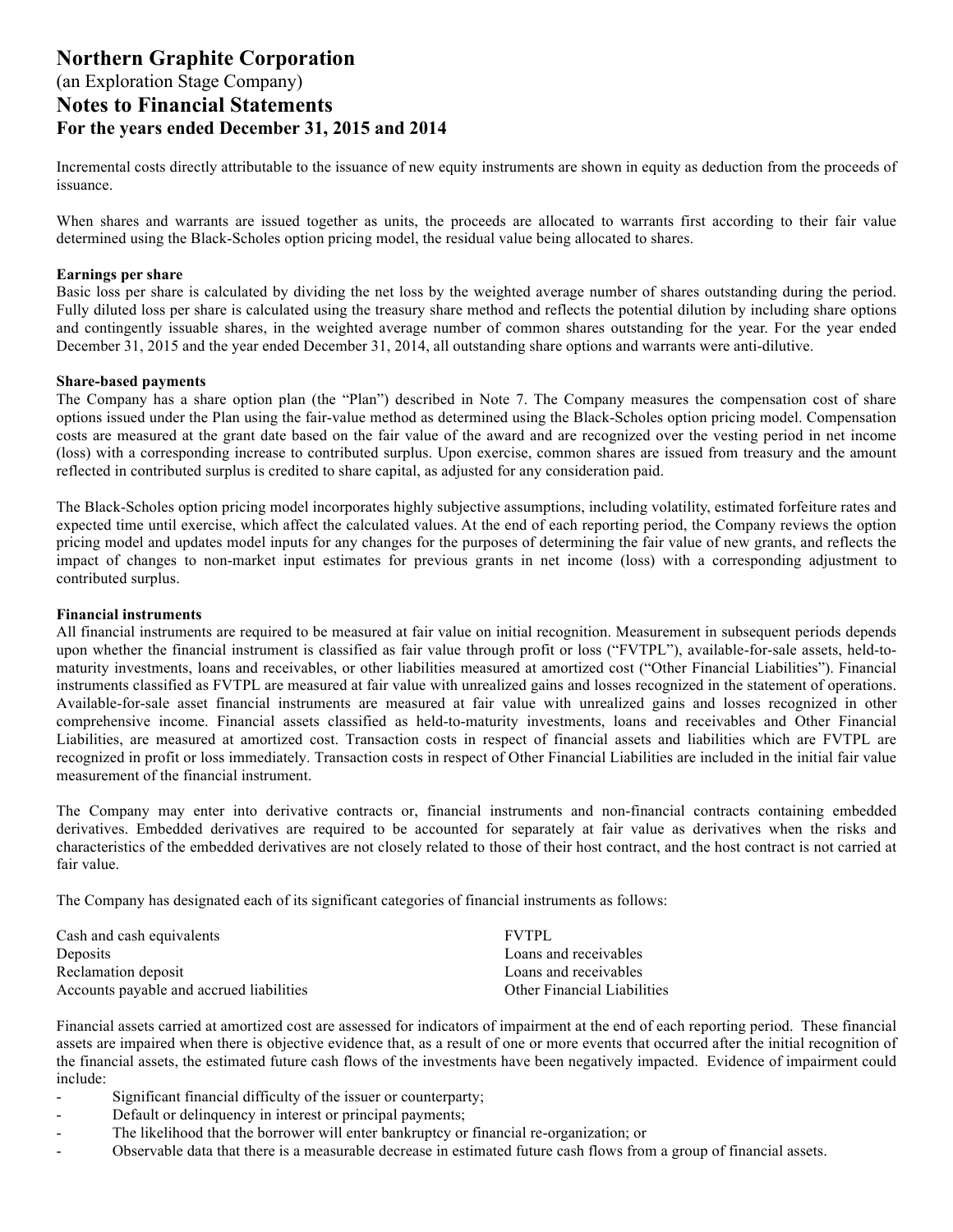# Northern Graphite Corporation

(an Exploration Stage Company)

## Notes to Financial Statements

### For the years ended December 31, 2015 and 2014

Incremental costs directly attributable to the issuance of new equity instruments are shown in equity as deduction from the proceeds of issuance.

When shares and warrants are issued together as units, the proceeds are allocated to warrants first according to their fair value determined using the Black-Scholes option pricing model, the residual value being allocated to shares.

**Earnings per share**

Basic loss per share is calculated by dividing the net loss by the weighted average number of shares outstanding during the period. Fully diluted loss per share is calculated using the treasury share method and reflects the potential dilution by including share options and contingently issuable shares, in the weighted average number of common shares outstanding for the year. For the year ended December 31, 2015 and the year ended December 31, 2014, all outstanding share options and warrants were anti-dilutive.

**Share-based payments**

The Company has a share option plan (the "Plan") described in Note 7. The Company measures the compensation cost of share options issued under the Plan using the fair-value method as determined using the Black-Scholes option pricing model. Compensation costs are measured at the grant date based on the fair value of the award and are recognized over the vesting period in net income (loss) with a corresponding increase to contributed surplus. Upon exercise, common shares are issued from treasury and the amount reflected in contributed surplus is credited to share capital, as adjusted for any consideration paid.

The Black-Scholes option pricing model incorporates highly subjective assumptions, including volatility, estimated forfeiture rates and expected time until exercise, which affect the calculated values. At the end of each reporting period, the Company reviews the option pricing model and updates model inputs for any changes for the purposes of determining the fair value of new grants, and reflects the impact of changes to non-market input estimates for previous grants in net income (loss) with a corresponding adjustment to contributed surplus.

**Financial instruments**

All financial instruments are required to be measured at fair value on initial recognition. Measurement in subsequent periods depends upon whether the financial instrument is classified as fair value through profit or loss ("FVTPL"), available-for-sale assets, held-to-maturity investments, loans and receivables, or other liabilities measured at amortized cost ("Other Financial Liabilities"). Financial instruments classified as FVTPL are measured at fair value with unrealized gains and losses recognized in the statement of operations. Available-for-sale asset financial instruments are measured at fair value with unrealized gains and losses recognized in other comprehensive income. Financial assets classified as held-to-maturity investments, loans and receivables and Other Financial Liabilities, are measured at amortized cost. Transaction costs in respect of financial assets and liabilities which are FVTPL are recognized in profit or loss immediately. Transaction costs in respect of Other Financial Liabilities are included in the initial fair value measurement of the financial instrument.

The Company may enter into derivative contracts or, financial instruments and non-financial contracts containing embedded derivatives. Embedded derivatives are required to be accounted for separately at fair value as derivatives when the risks and characteristics of the embedded derivatives are not closely related to those of their host contract, and the host contract is not carried at fair value.

The Company has designated each of its significant categories of financial instruments as follows:

| | |
|---|---|
| Cash and cash equivalents | FVTPL |
| Deposits | Loans and receivables |
| Reclamation deposit | Loans and receivables |
| Accounts payable and accrued liabilities | Other Financial Liabilities |

Financial assets carried at amortized cost are assessed for indicators of impairment at the end of each reporting period. These financial assets are impaired when there is objective evidence that, as a result of one or more events that occurred after the initial recognition of the financial assets, the estimated future cash flows of the investments have been negatively impacted. Evidence of impairment could include:

- Significant financial difficulty of the issuer or counterparty;
- Default or delinquency in interest or principal payments;
- The likelihood that the borrower will enter bankruptcy or financial re-organization; or
- Observable data that there is a measurable decrease in estimated future cash flows from a group of financial assets.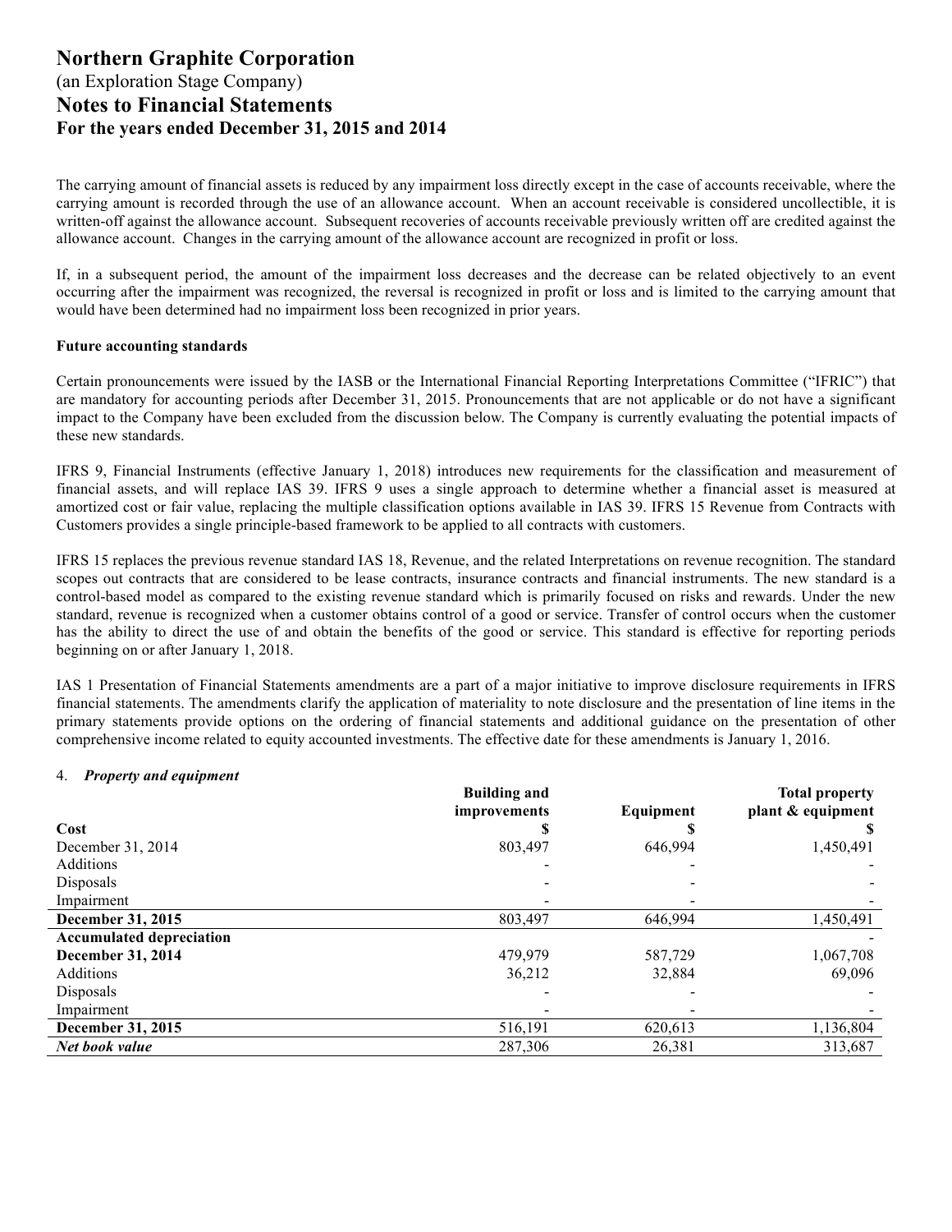The carrying amount of financial assets is reduced by any impairment loss directly except in the case of accounts receivable, where the carrying amount is recorded through the use of an allowance account. When an account receivable is considered uncollectible, it is written-off against the allowance account. Subsequent recoveries of accounts receivable previously written off are credited against the allowance account. Changes in the carrying amount of the allowance account are recognized in profit or loss.

If, in a subsequent period, the amount of the impairment loss decreases and the decrease can be related objectively to an event occurring after the impairment was recognized, the reversal is recognized in profit or loss and is limited to the carrying amount that would have been determined had no impairment loss been recognized in prior years.

**Future accounting standards**

Certain pronouncements were issued by the IASB or the International Financial Reporting Interpretations Committee ("IFRIC") that are mandatory for accounting periods after December 31, 2015. Pronouncements that are not applicable or do not have a significant impact to the Company have been excluded from the discussion below. The Company is currently evaluating the potential impacts of these new standards.

IFRS 9, Financial Instruments (effective January 1, 2018) introduces new requirements for the classification and measurement of financial assets, and will replace IAS 39. IFRS 9 uses a single approach to determine whether a financial asset is measured at amortized cost or fair value, replacing the multiple classification options available in IAS 39. IFRS 15 Revenue from Contracts with Customers provides a single principle-based framework to be applied to all contracts with customers.

IFRS 15 replaces the previous revenue standard IAS 18, Revenue, and the related Interpretations on revenue recognition. The standard scopes out contracts that are considered to be lease contracts, insurance contracts and financial instruments. The new standard is a control-based model as compared to the existing revenue standard which is primarily focused on risks and rewards. Under the new standard, revenue is recognized when a customer obtains control of a good or service. Transfer of control occurs when the customer has the ability to direct the use of and obtain the benefits of the good or service. This standard is effective for reporting periods beginning on or after January 1, 2018.

IAS 1 Presentation of Financial Statements amendments are a part of a major initiative to improve disclosure requirements in IFRS financial statements. The amendments clarify the application of materiality to note disclosure and the presentation of line items in the primary statements provide options on the ordering of financial statements and additional guidance on the presentation of other comprehensive income related to equity accounted investments. The effective date for these amendments is January 1, 2016.

4. ***Property and equipment***

| | Building and improvements | Equipment | Total property plant & equipment |
|---|---|---|---|
| **Cost** | **$** | **$** | **$** |
| December 31, 2014 | 803,497 | 646,994 | 1,450,491 |
| Additions | - | - | - |
| Disposals | - | - | - |
| Impairment | - | - | - |
| **December 31, 2015** | 803,497 | 646,994 | 1,450,491 |
| **Accumulated depreciation** | | | - |
| **December 31, 2014** | 479,979 | 587,729 | 1,067,708 |
| Additions | 36,212 | 32,884 | 69,096 |
| Disposals | - | - | - |
| Impairment | - | - | - |
| **December 31, 2015** | 516,191 | 620,613 | 1,136,804 |
| ***Net book value*** | 287,306 | 26,381 | 313,687 |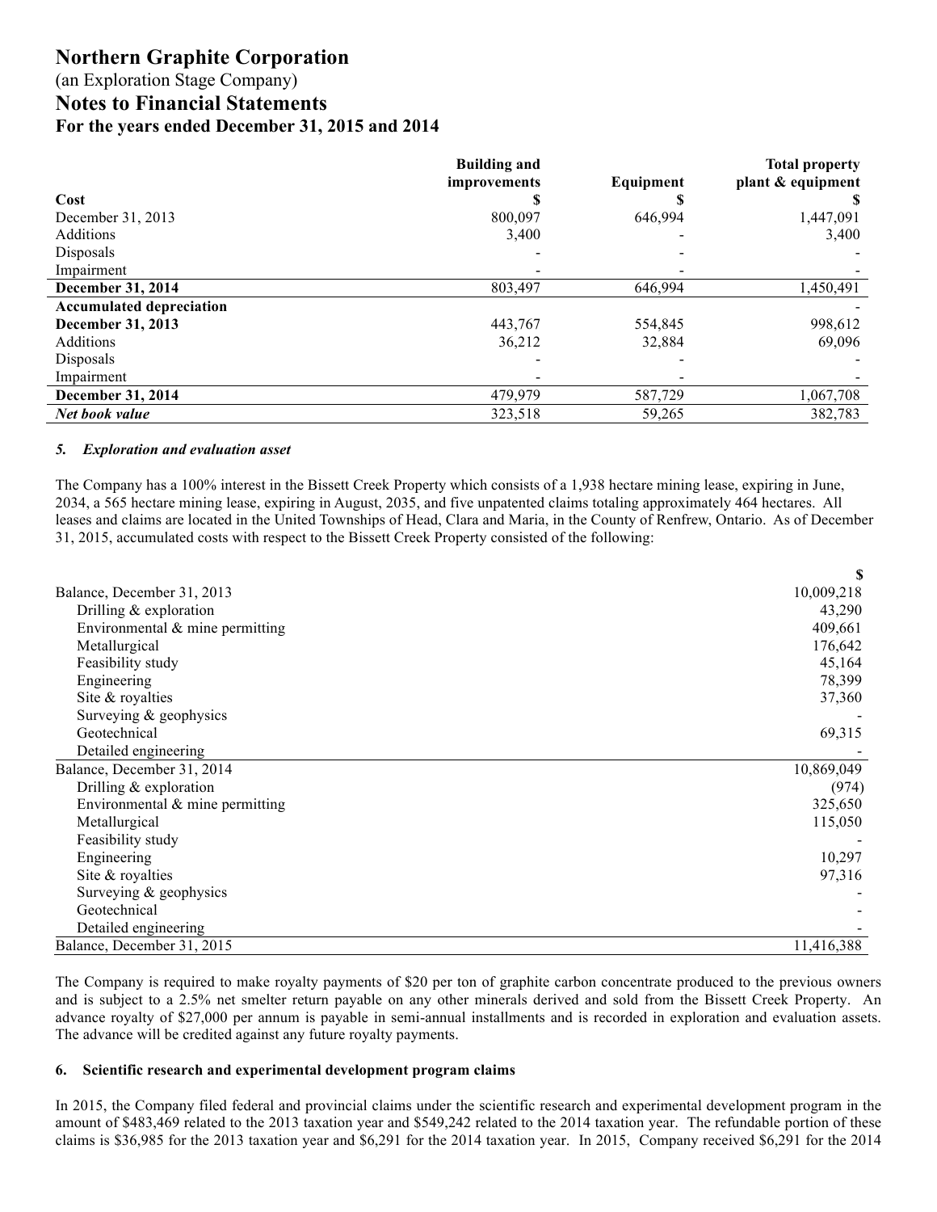# Northern Graphite Corporation

(an Exploration Stage Company)

## Notes to Financial Statements

### For the years ended December 31, 2015 and 2014

| | Building and improvements | Equipment | Total property plant & equipment |
|---|---|---|---|
| **Cost** | **$** | **$** | **$** |
| December 31, 2013 | 800,097 | 646,994 | 1,447,091 |
| Additions | 3,400 | - | 3,400 |
| Disposals | - | - | - |
| Impairment | - | - | - |
| **December 31, 2014** | 803,497 | 646,994 | 1,450,491 |
| **Accumulated depreciation** | | | - |
| **December 31, 2013** | 443,767 | 554,845 | 998,612 |
| Additions | 36,212 | 32,884 | 69,096 |
| Disposals | - | - | - |
| Impairment | - | - | - |
| **December 31, 2014** | 479,979 | 587,729 | 1,067,708 |
| ***Net book value*** | 323,518 | 59,265 | 382,783 |

#### *5. Exploration and evaluation asset*

The Company has a 100% interest in the Bissett Creek Property which consists of a 1,938 hectare mining lease, expiring in June, 2034, a 565 hectare mining lease, expiring in August, 2035, and five unpatented claims totaling approximately 464 hectares. All leases and claims are located in the United Townships of Head, Clara and Maria, in the County of Renfrew, Ontario. As of December 31, 2015, accumulated costs with respect to the Bissett Creek Property consisted of the following:

| | $ |
|---|---|
| Balance, December 31, 2013 | 10,009,218 |
| Drilling & exploration | 43,290 |
| Environmental & mine permitting | 409,661 |
| Metallurgical | 176,642 |
| Feasibility study | 45,164 |
| Engineering | 78,399 |
| Site & royalties | 37,360 |
| Surveying & geophysics | - |
| Geotechnical | 69,315 |
| Detailed engineering | - |
| Balance, December 31, 2014 | 10,869,049 |
| Drilling & exploration | (974) |
| Environmental & mine permitting | 325,650 |
| Metallurgical | 115,050 |
| Feasibility study | - |
| Engineering | 10,297 |
| Site & royalties | 97,316 |
| Surveying & geophysics | - |
| Geotechnical | - |
| Detailed engineering | - |
| Balance, December 31, 2015 | 11,416,388 |

The Company is required to make royalty payments of $20 per ton of graphite carbon concentrate produced to the previous owners and is subject to a 2.5% net smelter return payable on any other minerals derived and sold from the Bissett Creek Property. An advance royalty of $27,000 per annum is payable in semi-annual installments and is recorded in exploration and evaluation assets. The advance will be credited against any future royalty payments.

#### 6. Scientific research and experimental development program claims

In 2015, the Company filed federal and provincial claims under the scientific research and experimental development program in the amount of $483,469 related to the 2013 taxation year and $549,242 related to the 2014 taxation year. The refundable portion of these claims is $36,985 for the 2013 taxation year and $6,291 for the 2014 taxation year. In 2015, Company received $6,291 for the 2014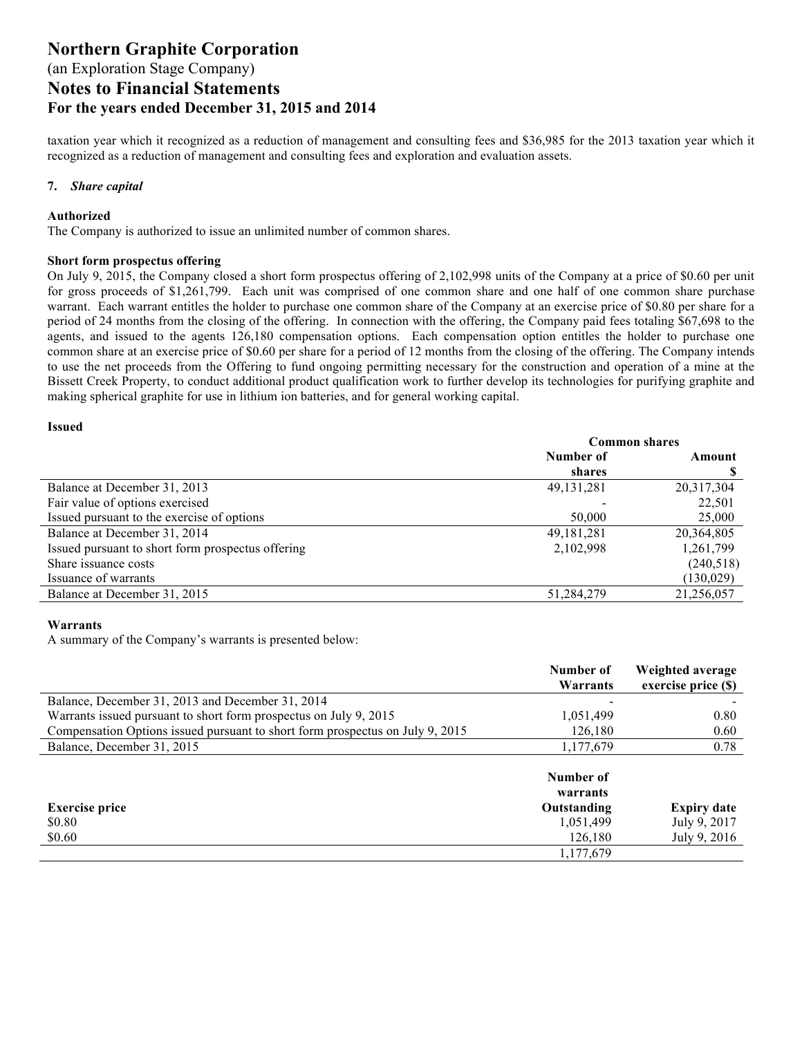taxation year which it recognized as a reduction of management and consulting fees and $36,985 for the 2013 taxation year which it recognized as a reduction of management and consulting fees and exploration and evaluation assets.

## 7. *Share capital*

**Authorized**

The Company is authorized to issue an unlimited number of common shares.

**Short form prospectus offering**

On July 9, 2015, the Company closed a short form prospectus offering of 2,102,998 units of the Company at a price of $0.60 per unit for gross proceeds of $1,261,799. Each unit was comprised of one common share and one half of one common share purchase warrant. Each warrant entitles the holder to purchase one common share of the Company at an exercise price of $0.80 per share for a period of 24 months from the closing of the offering. In connection with the offering, the Company paid fees totaling $67,698 to the agents, and issued to the agents 126,180 compensation options. Each compensation option entitles the holder to purchase one common share at an exercise price of $0.60 per share for a period of 12 months from the closing of the offering. The Company intends to use the net proceeds from the Offering to fund ongoing permitting necessary for the construction and operation of a mine at the Bissett Creek Property, to conduct additional product qualification work to further develop its technologies for purifying graphite and making spherical graphite for use in lithium ion batteries, and for general working capital.

**Issued**

| | Common shares | |
|---|---|---|
| | Number of shares | Amount $ |
| Balance at December 31, 2013 | 49,131,281 | 20,317,304 |
| Fair value of options exercised | - | 22,501 |
| Issued pursuant to the exercise of options | 50,000 | 25,000 |
| Balance at December 31, 2014 | 49,181,281 | 20,364,805 |
| Issued pursuant to short form prospectus offering | 2,102,998 | 1,261,799 |
| Share issuance costs | | (240,518) |
| Issuance of warrants | | (130,029) |
| Balance at December 31, 2015 | 51,284,279 | 21,256,057 |

**Warrants**

A summary of the Company's warrants is presented below:

| | Number of Warrants | Weighted average exercise price ($) |
|---|---|---|
| Balance, December 31, 2013 and December 31, 2014 | - | - |
| Warrants issued pursuant to short form prospectus on July 9, 2015 | 1,051,499 | 0.80 |
| Compensation Options issued pursuant to short form prospectus on July 9, 2015 | 126,180 | 0.60 |
| Balance, December 31, 2015 | 1,177,679 | 0.78 |

| Exercise price | Number of warrants Outstanding | Expiry date |
|---|---|---|
| $0.80 | 1,051,499 | July 9, 2017 |
| $0.60 | 126,180 | July 9, 2016 |
| | 1,177,679 | |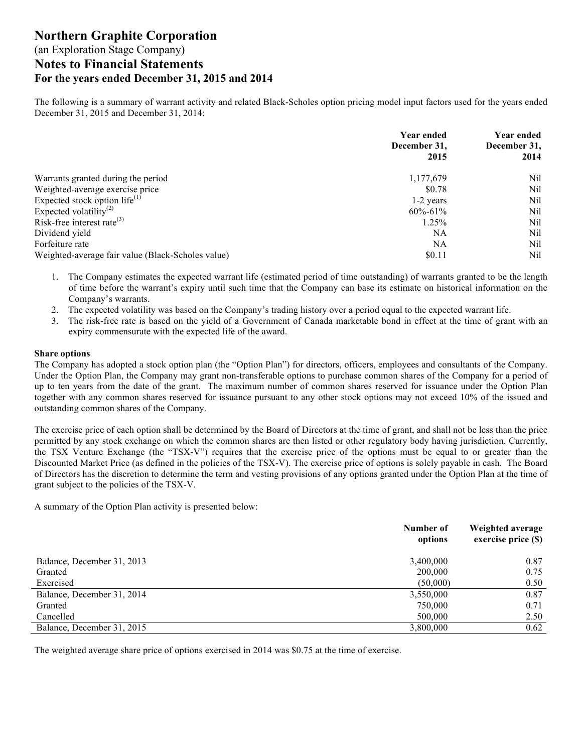# Northern Graphite Corporation

(an Exploration Stage Company)

## Notes to Financial Statements

### For the years ended December 31, 2015 and 2014

The following is a summary of warrant activity and related Black-Scholes option pricing model input factors used for the years ended December 31, 2015 and December 31, 2014:

| | Year ended December 31, 2015 | Year ended December 31, 2014 |
|---|---|---|
| Warrants granted during the period | 1,177,679 | Nil |
| Weighted-average exercise price | $0.78 | Nil |
| Expected stock option life[(1)] | 1-2 years | Nil |
| Expected volatility[(2)] | 60%-61% | Nil |
| Risk-free interest rate[(3)] | 1.25% | Nil |
| Dividend yield | NA | Nil |
| Forfeiture rate | NA | Nil |
| Weighted-average fair value (Black-Scholes value) | $0.11 | Nil |

1. The Company estimates the expected warrant life (estimated period of time outstanding) of warrants granted to be the length of time before the warrant's expiry until such time that the Company can base its estimate on historical information on the Company's warrants.
2. The expected volatility was based on the Company's trading history over a period equal to the expected warrant life.
3. The risk-free rate is based on the yield of a Government of Canada marketable bond in effect at the time of grant with an expiry commensurate with the expected life of the award.

**Share options**

The Company has adopted a stock option plan (the "Option Plan") for directors, officers, employees and consultants of the Company. Under the Option Plan, the Company may grant non-transferable options to purchase common shares of the Company for a period of up to ten years from the date of the grant. The maximum number of common shares reserved for issuance under the Option Plan together with any common shares reserved for issuance pursuant to any other stock options may not exceed 10% of the issued and outstanding common shares of the Company.

The exercise price of each option shall be determined by the Board of Directors at the time of grant, and shall not be less than the price permitted by any stock exchange on which the common shares are then listed or other regulatory body having jurisdiction. Currently, the TSX Venture Exchange (the "TSX-V") requires that the exercise price of the options must be equal to or greater than the Discounted Market Price (as defined in the policies of the TSX-V). The exercise price of options is solely payable in cash. The Board of Directors has the discretion to determine the term and vesting provisions of any options granted under the Option Plan at the time of grant subject to the policies of the TSX-V.

A summary of the Option Plan activity is presented below:

| | Number of options | Weighted average exercise price ($) |
|---|---|---|
| Balance, December 31, 2013 | 3,400,000 | 0.87 |
| Granted | 200,000 | 0.75 |
| Exercised | (50,000) | 0.50 |
| Balance, December 31, 2014 | 3,550,000 | 0.87 |
| Granted | 750,000 | 0.71 |
| Cancelled | 500,000 | 2.50 |
| Balance, December 31, 2015 | 3,800,000 | 0.62 |

The weighted average share price of options exercised in 2014 was $0.75 at the time of exercise.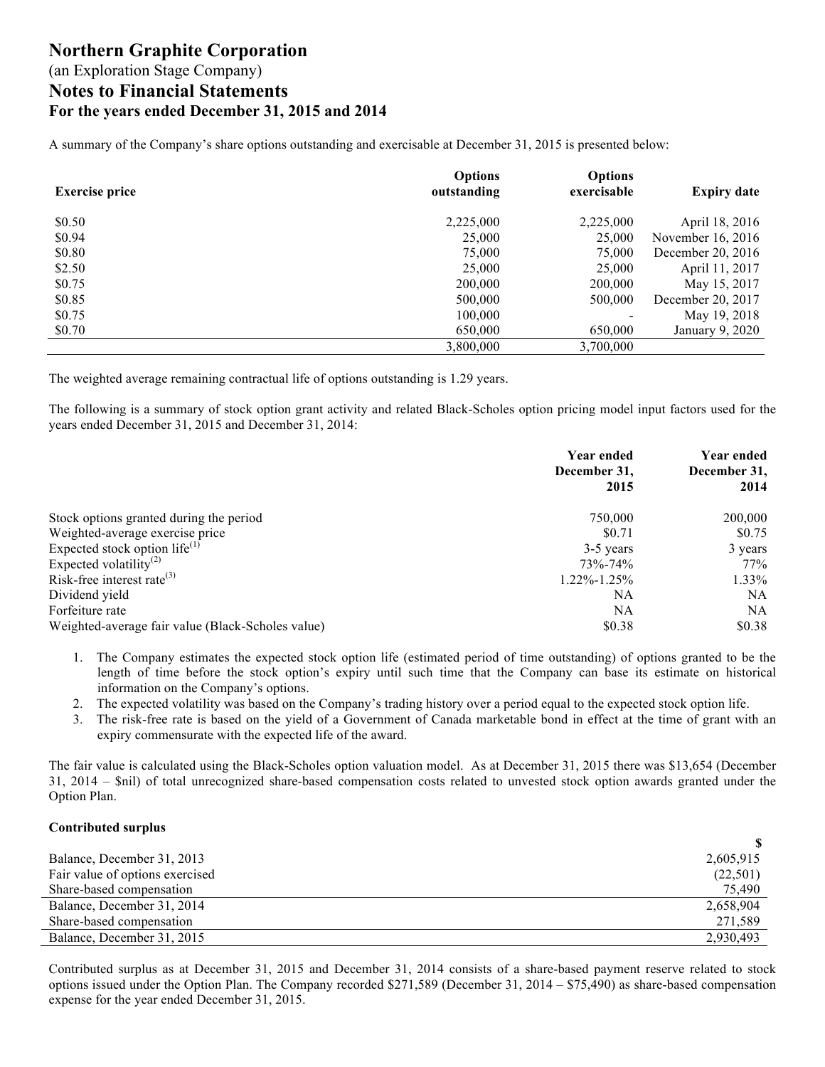# Northern Graphite Corporation

(an Exploration Stage Company)

## Notes to Financial Statements

### For the years ended December 31, 2015 and 2014

A summary of the Company's share options outstanding and exercisable at December 31, 2015 is presented below:

| Exercise price | Options outstanding | Options exercisable | Expiry date |
|---|---|---|---|
| $0.50 | 2,225,000 | 2,225,000 | April 18, 2016 |
| $0.94 | 25,000 | 25,000 | November 16, 2016 |
| $0.80 | 75,000 | 75,000 | December 20, 2016 |
| $2.50 | 25,000 | 25,000 | April 11, 2017 |
| $0.75 | 200,000 | 200,000 | May 15, 2017 |
| $0.85 | 500,000 | 500,000 | December 20, 2017 |
| $0.75 | 100,000 | - | May 19, 2018 |
| $0.70 | 650,000 | 650,000 | January 9, 2020 |
| | 3,800,000 | 3,700,000 | |

The weighted average remaining contractual life of options outstanding is 1.29 years.

The following is a summary of stock option grant activity and related Black-Scholes option pricing model input factors used for the years ended December 31, 2015 and December 31, 2014:

| | Year ended December 31, 2015 | Year ended December 31, 2014 |
|---|---|---|
| Stock options granted during the period | 750,000 | 200,000 |
| Weighted-average exercise price | $0.71 | $0.75 |
| Expected stock option life[(1)] | 3-5 years | 3 years |
| Expected volatility[(2)] | 73%-74% | 77% |
| Risk-free interest rate[(3)] | 1.22%-1.25% | 1.33% |
| Dividend yield | NA | NA |
| Forfeiture rate | NA | NA |
| Weighted-average fair value (Black-Scholes value) | $0.38 | $0.38 |

1. The Company estimates the expected stock option life (estimated period of time outstanding) of options granted to be the length of time before the stock option's expiry until such time that the Company can base its estimate on historical information on the Company's options.
2. The expected volatility was based on the Company's trading history over a period equal to the expected stock option life.
3. The risk-free rate is based on the yield of a Government of Canada marketable bond in effect at the time of grant with an expiry commensurate with the expected life of the award.

The fair value is calculated using the Black-Scholes option valuation model. As at December 31, 2015 there was $13,654 (December 31, 2014 – $nil) of total unrecognized share-based compensation costs related to unvested stock option awards granted under the Option Plan.

**Contributed surplus**

| | $ |
|---|---|
| Balance, December 31, 2013 | 2,605,915 |
| Fair value of options exercised | (22,501) |
| Share-based compensation | 75,490 |
| Balance, December 31, 2014 | 2,658,904 |
| Share-based compensation | 271,589 |
| Balance, December 31, 2015 | 2,930,493 |

Contributed surplus as at December 31, 2015 and December 31, 2014 consists of a share-based payment reserve related to stock options issued under the Option Plan. The Company recorded $271,589 (December 31, 2014 – $75,490) as share-based compensation expense for the year ended December 31, 2015.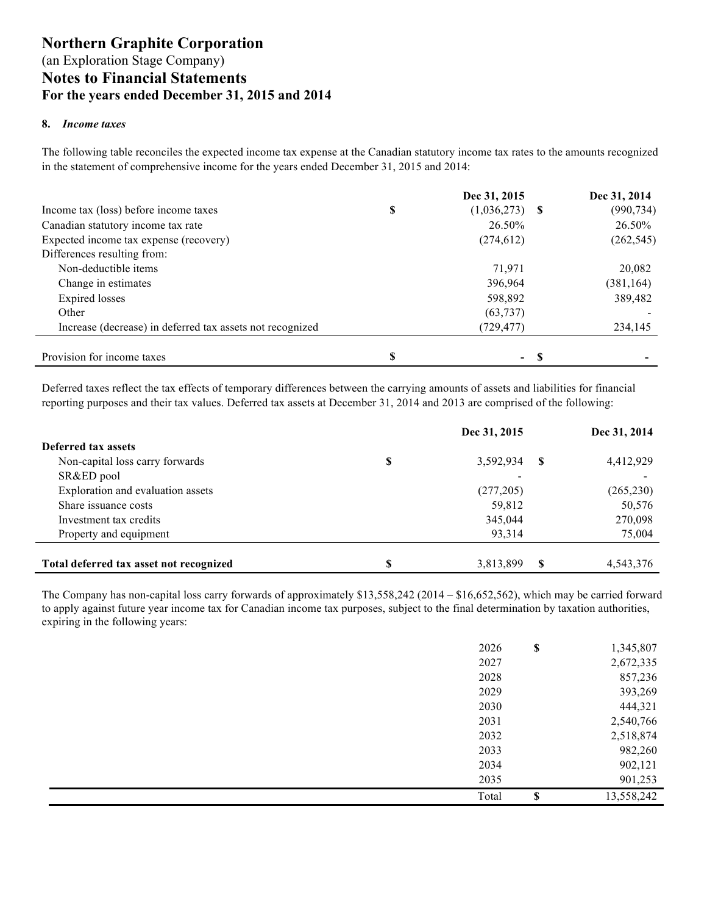# Northern Graphite Corporation

(an Exploration Stage Company)

## Notes to Financial Statements

### For the years ended December 31, 2015 and 2014

**8. *Income taxes***

The following table reconciles the expected income tax expense at the Canadian statutory income tax rates to the amounts recognized in the statement of comprehensive income for the years ended December 31, 2015 and 2014:

| | Dec 31, 2015 | Dec 31, 2014 |
|---|---|---|
| Income tax (loss) before income taxes | $ (1,036,273) | $ (990,734) |
| Canadian statutory income tax rate | 26.50% | 26.50% |
| Expected income tax expense (recovery) | (274,612) | (262,545) |
| Differences resulting from: | | |
| Non-deductible items | 71,971 | 20,082 |
| Change in estimates | 396,964 | (381,164) |
| Expired losses | 598,892 | 389,482 |
| Other | (63,737) | - |
| Increase (decrease) in deferred tax assets not recognized | (729,477) | 234,145 |
| Provision for income taxes | $ - | $ - |

Deferred taxes reflect the tax effects of temporary differences between the carrying amounts of assets and liabilities for financial reporting purposes and their tax values. Deferred tax assets at December 31, 2014 and 2013 are comprised of the following:

| | Dec 31, 2015 | Dec 31, 2014 |
|---|---|---|
| **Deferred tax assets** | | |
| Non-capital loss carry forwards | $ 3,592,934 | $ 4,412,929 |
| SR&ED pool | - | - |
| Exploration and evaluation assets | (277,205) | (265,230) |
| Share issuance costs | 59,812 | 50,576 |
| Investment tax credits | 345,044 | 270,098 |
| Property and equipment | 93,314 | 75,004 |
| **Total deferred tax asset not recognized** | $ 3,813,899 | $ 4,543,376 |

The Company has non-capital loss carry forwards of approximately $13,558,242 (2014 – $16,652,562), which may be carried forward to apply against future year income tax for Canadian income tax purposes, subject to the final determination by taxation authorities, expiring in the following years:

| Year | Amount |
|---|---|
| 2026 | $ 1,345,807 |
| 2027 | 2,672,335 |
| 2028 | 857,236 |
| 2029 | 393,269 |
| 2030 | 444,321 |
| 2031 | 2,540,766 |
| 2032 | 2,518,874 |
| 2033 | 982,260 |
| 2034 | 902,121 |
| 2035 | 901,253 |
| Total | $ 13,558,242 |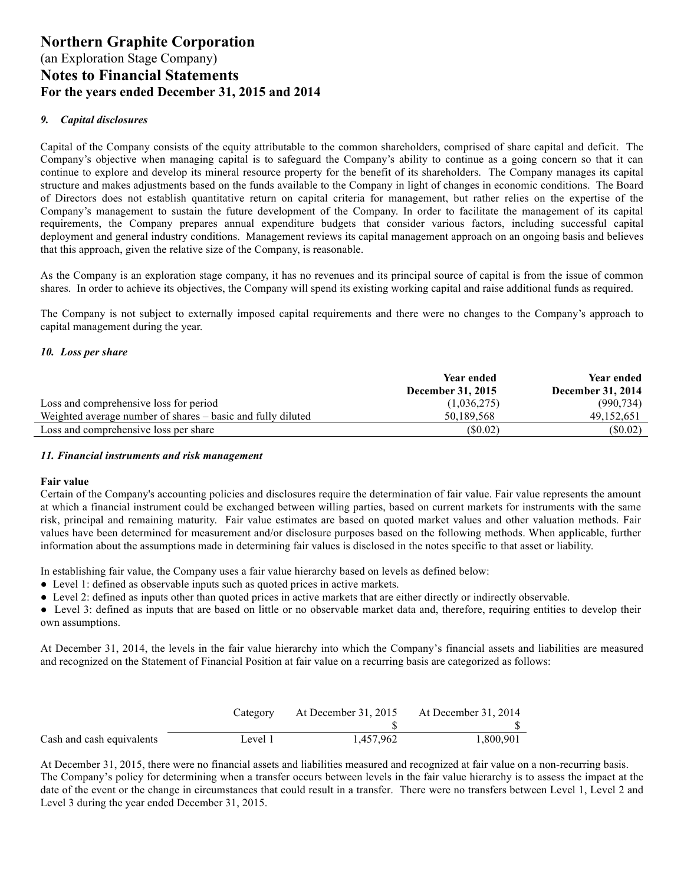# Northern Graphite Corporation

(an Exploration Stage Company)

## Notes to Financial Statements

### For the years ended December 31, 2015 and 2014

#### *9. Capital disclosures*

Capital of the Company consists of the equity attributable to the common shareholders, comprised of share capital and deficit. The Company's objective when managing capital is to safeguard the Company's ability to continue as a going concern so that it can continue to explore and develop its mineral resource property for the benefit of its shareholders. The Company manages its capital structure and makes adjustments based on the funds available to the Company in light of changes in economic conditions. The Board of Directors does not establish quantitative return on capital criteria for management, but rather relies on the expertise of the Company's management to sustain the future development of the Company. In order to facilitate the management of its capital requirements, the Company prepares annual expenditure budgets that consider various factors, including successful capital deployment and general industry conditions. Management reviews its capital management approach on an ongoing basis and believes that this approach, given the relative size of the Company, is reasonable.

As the Company is an exploration stage company, it has no revenues and its principal source of capital is from the issue of common shares. In order to achieve its objectives, the Company will spend its existing working capital and raise additional funds as required.

The Company is not subject to externally imposed capital requirements and there were no changes to the Company's approach to capital management during the year.

#### *10. Loss per share*

| | Year ended December 31, 2015 | Year ended December 31, 2014 |
|---|---|---|
| Loss and comprehensive loss for period | (1,036,275) | (990,734) |
| Weighted average number of shares – basic and fully diluted | 50,189,568 | 49,152,651 |
| Loss and comprehensive loss per share | ($0.02) | ($0.02) |

#### *11. Financial instruments and risk management*

**Fair value**

Certain of the Company's accounting policies and disclosures require the determination of fair value. Fair value represents the amount at which a financial instrument could be exchanged between willing parties, based on current markets for instruments with the same risk, principal and remaining maturity. Fair value estimates are based on quoted market values and other valuation methods. Fair values have been determined for measurement and/or disclosure purposes based on the following methods. When applicable, further information about the assumptions made in determining fair values is disclosed in the notes specific to that asset or liability.

In establishing fair value, the Company uses a fair value hierarchy based on levels as defined below:

- Level 1: defined as observable inputs such as quoted prices in active markets.
- Level 2: defined as inputs other than quoted prices in active markets that are either directly or indirectly observable.
- Level 3: defined as inputs that are based on little or no observable market data and, therefore, requiring entities to develop their own assumptions.

At December 31, 2014, the levels in the fair value hierarchy into which the Company's financial assets and liabilities are measured and recognized on the Statement of Financial Position at fair value on a recurring basis are categorized as follows:

| | Category | At December 31, 2015 | At December 31, 2014 |
|---|---|---|---|
| | | $ | $ |
| Cash and cash equivalents | Level 1 | 1,457,962 | 1,800,901 |

At December 31, 2015, there were no financial assets and liabilities measured and recognized at fair value on a non-recurring basis. The Company's policy for determining when a transfer occurs between levels in the fair value hierarchy is to assess the impact at the date of the event or the change in circumstances that could result in a transfer. There were no transfers between Level 1, Level 2 and Level 3 during the year ended December 31, 2015.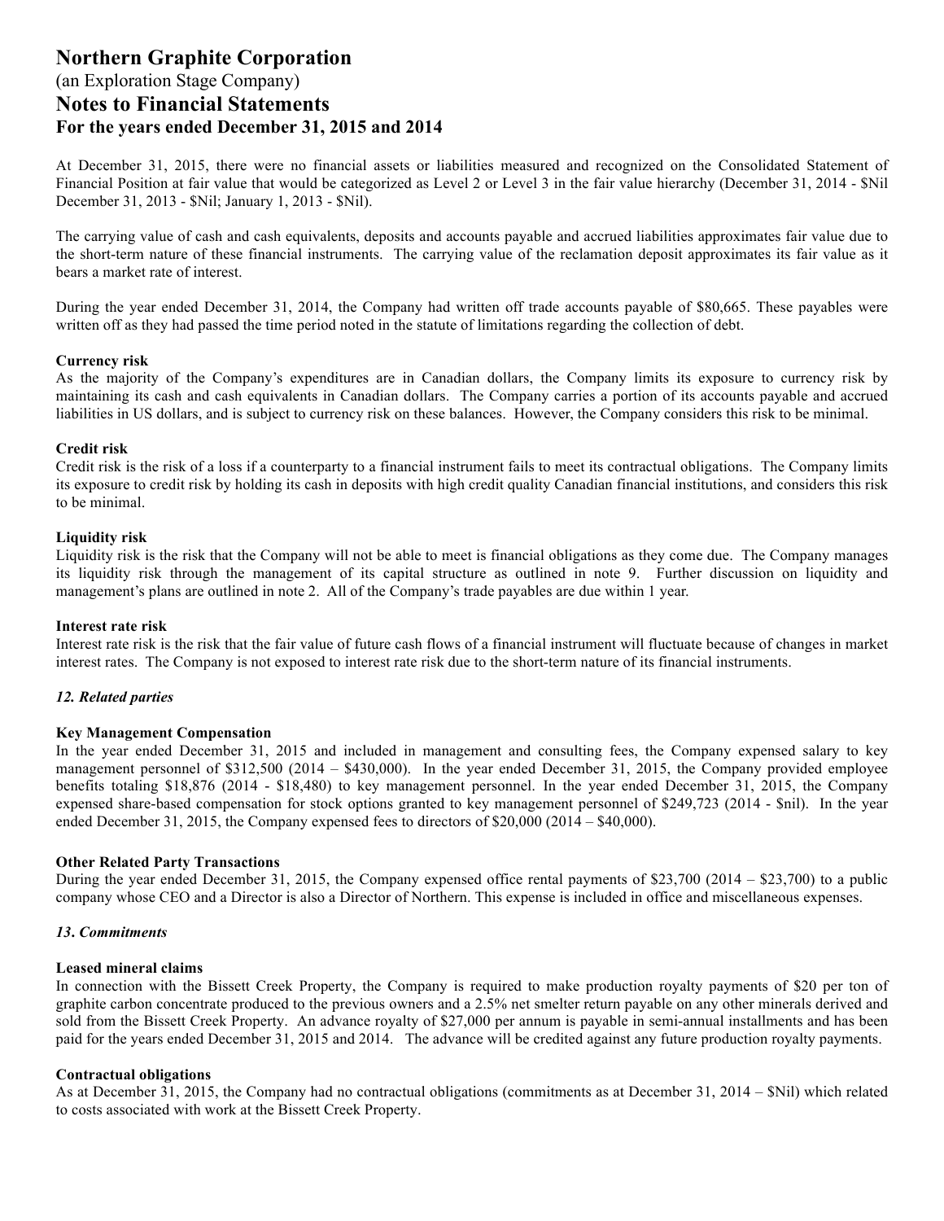# Northern Graphite Corporation

(an Exploration Stage Company)

## Notes to Financial Statements

### For the years ended December 31, 2015 and 2014

At December 31, 2015, there were no financial assets or liabilities measured and recognized on the Consolidated Statement of Financial Position at fair value that would be categorized as Level 2 or Level 3 in the fair value hierarchy (December 31, 2014 - $Nil December 31, 2013 - $Nil; January 1, 2013 - $Nil).

The carrying value of cash and cash equivalents, deposits and accounts payable and accrued liabilities approximates fair value due to the short-term nature of these financial instruments. The carrying value of the reclamation deposit approximates its fair value as it bears a market rate of interest.

During the year ended December 31, 2014, the Company had written off trade accounts payable of $80,665. These payables were written off as they had passed the time period noted in the statute of limitations regarding the collection of debt.

**Currency risk**

As the majority of the Company's expenditures are in Canadian dollars, the Company limits its exposure to currency risk by maintaining its cash and cash equivalents in Canadian dollars. The Company carries a portion of its accounts payable and accrued liabilities in US dollars, and is subject to currency risk on these balances. However, the Company considers this risk to be minimal.

**Credit risk**

Credit risk is the risk of a loss if a counterparty to a financial instrument fails to meet its contractual obligations. The Company limits its exposure to credit risk by holding its cash in deposits with high credit quality Canadian financial institutions, and considers this risk to be minimal.

**Liquidity risk**

Liquidity risk is the risk that the Company will not be able to meet is financial obligations as they come due. The Company manages its liquidity risk through the management of its capital structure as outlined in note 9. Further discussion on liquidity and management's plans are outlined in note 2. All of the Company's trade payables are due within 1 year.

**Interest rate risk**

Interest rate risk is the risk that the fair value of future cash flows of a financial instrument will fluctuate because of changes in market interest rates. The Company is not exposed to interest rate risk due to the short-term nature of its financial instruments.

***12. Related parties***

**Key Management Compensation**

In the year ended December 31, 2015 and included in management and consulting fees, the Company expensed salary to key management personnel of $312,500 (2014 – $430,000). In the year ended December 31, 2015, the Company provided employee benefits totaling $18,876 (2014 - $18,480) to key management personnel. In the year ended December 31, 2015, the Company expensed share-based compensation for stock options granted to key management personnel of $249,723 (2014 - $nil). In the year ended December 31, 2015, the Company expensed fees to directors of $20,000 (2014 – $40,000).

**Other Related Party Transactions**

During the year ended December 31, 2015, the Company expensed office rental payments of $23,700 (2014 – $23,700) to a public company whose CEO and a Director is also a Director of Northern. This expense is included in office and miscellaneous expenses.

***13. Commitments***

**Leased mineral claims**

In connection with the Bissett Creek Property, the Company is required to make production royalty payments of $20 per ton of graphite carbon concentrate produced to the previous owners and a 2.5% net smelter return payable on any other minerals derived and sold from the Bissett Creek Property. An advance royalty of $27,000 per annum is payable in semi-annual installments and has been paid for the years ended December 31, 2015 and 2014. The advance will be credited against any future production royalty payments.

**Contractual obligations**

As at December 31, 2015, the Company had no contractual obligations (commitments as at December 31, 2014 – $Nil) which related to costs associated with work at the Bissett Creek Property.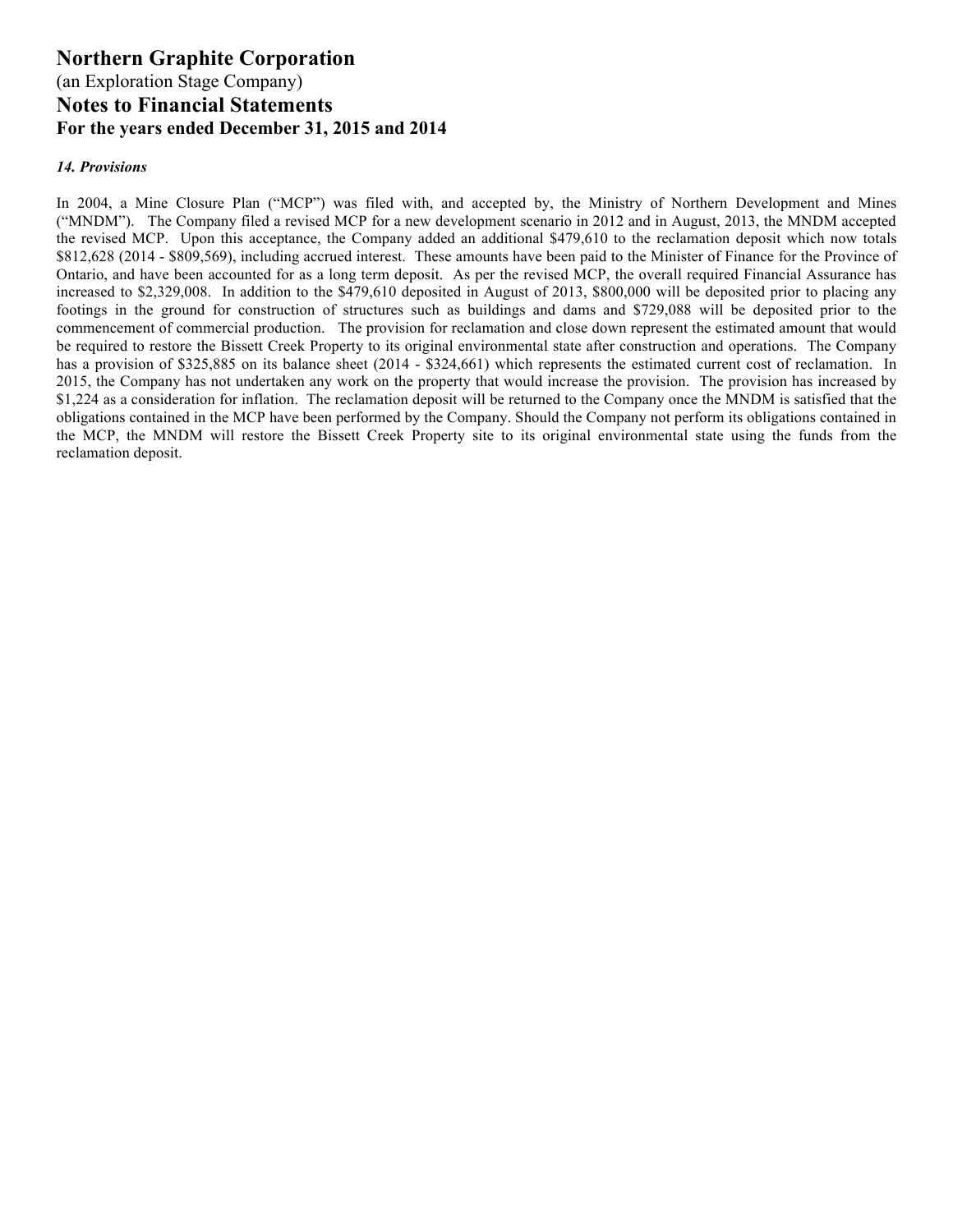# Northern Graphite Corporation

(an Exploration Stage Company)

## Notes to Financial Statements

### For the years ended December 31, 2015 and 2014

***14. Provisions***

In 2004, a Mine Closure Plan ("MCP") was filed with, and accepted by, the Ministry of Northern Development and Mines ("MNDM"). The Company filed a revised MCP for a new development scenario in 2012 and in August, 2013, the MNDM accepted the revised MCP. Upon this acceptance, the Company added an additional $479,610 to the reclamation deposit which now totals $812,628 (2014 - $809,569), including accrued interest. These amounts have been paid to the Minister of Finance for the Province of Ontario, and have been accounted for as a long term deposit. As per the revised MCP, the overall required Financial Assurance has increased to $2,329,008. In addition to the $479,610 deposited in August of 2013, $800,000 will be deposited prior to placing any footings in the ground for construction of structures such as buildings and dams and $729,088 will be deposited prior to the commencement of commercial production. The provision for reclamation and close down represent the estimated amount that would be required to restore the Bissett Creek Property to its original environmental state after construction and operations. The Company has a provision of $325,885 on its balance sheet (2014 - $324,661) which represents the estimated current cost of reclamation. In 2015, the Company has not undertaken any work on the property that would increase the provision. The provision has increased by $1,224 as a consideration for inflation. The reclamation deposit will be returned to the Company once the MNDM is satisfied that the obligations contained in the MCP have been performed by the Company. Should the Company not perform its obligations contained in the MCP, the MNDM will restore the Bissett Creek Property site to its original environmental state using the funds from the reclamation deposit.